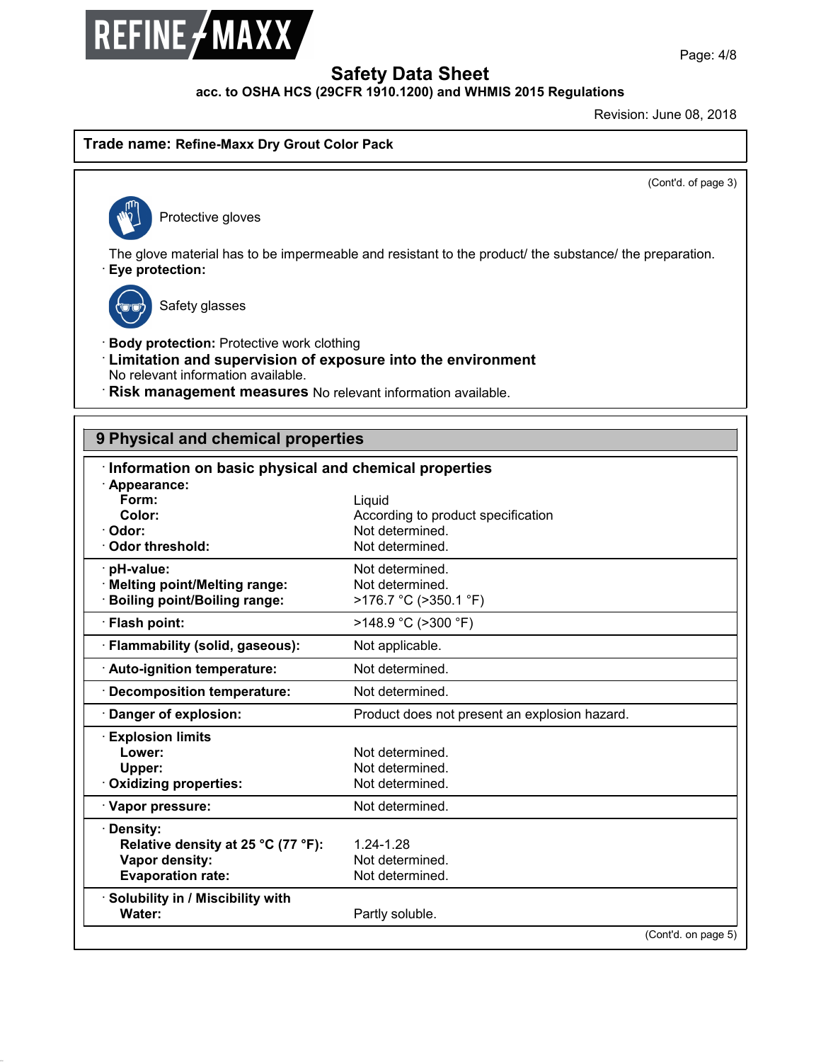# Safety Data Sheet

**acc. to OSHA HCS (29CFR 1910.1200) and WHMIS 2015 Regulations**

Revision: June 08, 2018

**Trade name: Refine-Maxx Dry Grout Color Pack**

(Cont'd. of page 3)

Protective gloves

The glove material has to be impermeable and resistant to the product/ the substance/ the preparation.

· **Eye protection:**

Safety glasses

· **Body protection:** Protective work clothing

· **Limitation and supervision of exposure into the environment**
No relevant information available.

· **Risk management measures** No relevant information available.

## 9 Physical and chemical properties

| · **Information on basic physical and chemical properties** | |
|---|---|
| · **Appearance:** | |
| **Form:** | Liquid |
| **Color:** | According to product specification |
| · **Odor:** | Not determined. |
| · **Odor threshold:** | Not determined. |
| · **pH-value:** | Not determined. |
| · **Melting point/Melting range:** | Not determined. |
| · **Boiling point/Boiling range:** | >176.7 °C (>350.1 °F) |
| · **Flash point:** | >148.9 °C (>300 °F) |
| · **Flammability (solid, gaseous):** | Not applicable. |
| · **Auto-ignition temperature:** | Not determined. |
| · **Decomposition temperature:** | Not determined. |
| · **Danger of explosion:** | Product does not present an explosion hazard. |
| · **Explosion limits** | |
| **Lower:** | Not determined. |
| **Upper:** | Not determined. |
| · **Oxidizing properties:** | Not determined. |
| · **Vapor pressure:** | Not determined. |
| · **Density:** | |
| **Relative density at 25 °C (77 °F):** | 1.24-1.28 |
| **Vapor density:** | Not determined. |
| **Evaporation rate:** | Not determined. |
| · **Solubility in / Miscibility with** | |
| **Water:** | Partly soluble. |

(Cont'd. on page 5)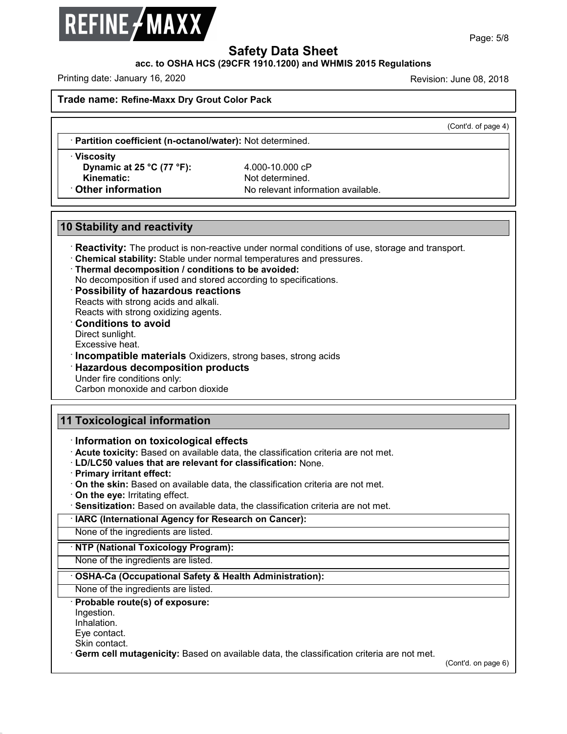**Trade name: Refine-Maxx Dry Grout Color Pack**

(Cont'd. of page 4)

· **Partition coefficient (n-octanol/water):** Not determined.

· **Viscosity**
  - **Dynamic at 25 °C (77 °F):** 4.000-10.000 cP
  - **Kinematic:** Not determined.

· **Other information** No relevant information available.

## 10 Stability and reactivity

· **Reactivity:** The product is non-reactive under normal conditions of use, storage and transport.
· **Chemical stability:** Stable under normal temperatures and pressures.
· **Thermal decomposition / conditions to be avoided:**
No decomposition if used and stored according to specifications.
· **Possibility of hazardous reactions**
Reacts with strong acids and alkali.
Reacts with strong oxidizing agents.
· **Conditions to avoid**
Direct sunlight.
Excessive heat.
· **Incompatible materials** Oxidizers, strong bases, strong acids
· **Hazardous decomposition products**
Under fire conditions only:
Carbon monoxide and carbon dioxide

## 11 Toxicological information

· **Information on toxicological effects**
· **Acute toxicity:** Based on available data, the classification criteria are not met.
· **LD/LC50 values that are relevant for classification:** None.
· **Primary irritant effect:**
· **On the skin:** Based on available data, the classification criteria are not met.
· **On the eye:** Irritating effect.
· **Sensitization:** Based on available data, the classification criteria are not met.

· **IARC (International Agency for Research on Cancer):**
None of the ingredients are listed.

· **NTP (National Toxicology Program):**
None of the ingredients are listed.

· **OSHA-Ca (Occupational Safety & Health Administration):**
None of the ingredients are listed.

· **Probable route(s) of exposure:**
Ingestion.
Inhalation.
Eye contact.
Skin contact.
· **Germ cell mutagenicity:** Based on available data, the classification criteria are not met.

(Cont'd. on page 6)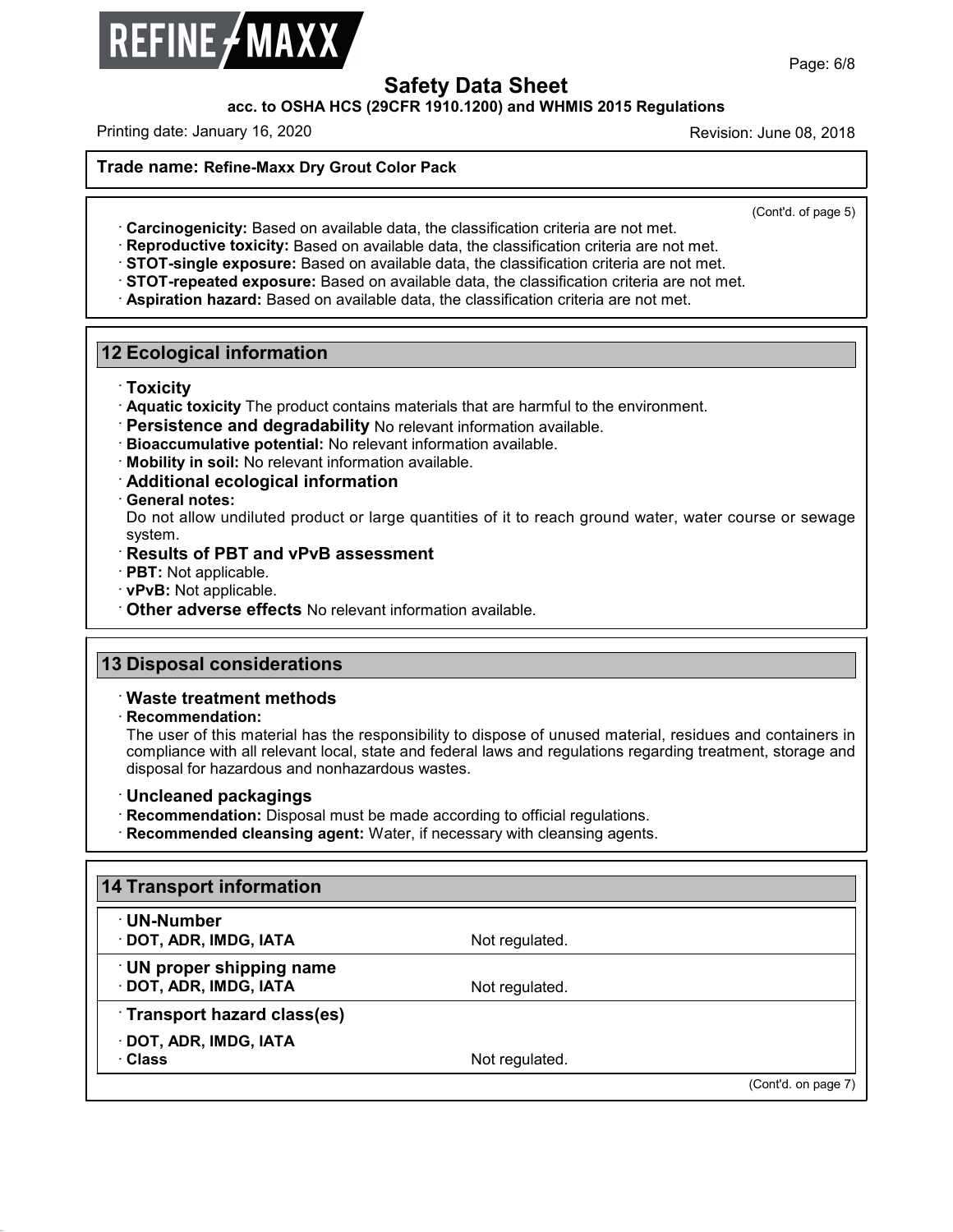## Safety Data Sheet

**acc. to OSHA HCS (29CFR 1910.1200) and WHMIS 2015 Regulations**

Printing date: January 16, 2020 Revision: June 08, 2018

**Trade name: Refine-Maxx Dry Grout Color Pack**

(Cont'd. of page 5)

- **Carcinogenicity:** Based on available data, the classification criteria are not met.
- **Reproductive toxicity:** Based on available data, the classification criteria are not met.
- **STOT-single exposure:** Based on available data, the classification criteria are not met.
- **STOT-repeated exposure:** Based on available data, the classification criteria are not met.
- **Aspiration hazard:** Based on available data, the classification criteria are not met.

## 12 Ecological information

- **Toxicity**
- **Aquatic toxicity** The product contains materials that are harmful to the environment.
- **Persistence and degradability** No relevant information available.
- **Bioaccumulative potential:** No relevant information available.
- **Mobility in soil:** No relevant information available.
- **Additional ecological information**
- **General notes:**
  Do not allow undiluted product or large quantities of it to reach ground water, water course or sewage system.
- **Results of PBT and vPvB assessment**
- **PBT:** Not applicable.
- **vPvB:** Not applicable.
- **Other adverse effects** No relevant information available.

## 13 Disposal considerations

- **Waste treatment methods**
- **Recommendation:**
  The user of this material has the responsibility to dispose of unused material, residues and containers in compliance with all relevant local, state and federal laws and regulations regarding treatment, storage and disposal for hazardous and nonhazardous wastes.

- **Uncleaned packagings**
- **Recommendation:** Disposal must be made according to official regulations.
- **Recommended cleansing agent:** Water, if necessary with cleansing agents.

## 14 Transport information

| | |
|---|---|
| **UN-Number** | |
| **DOT, ADR, IMDG, IATA** | Not regulated. |
| **UN proper shipping name** | |
| **DOT, ADR, IMDG, IATA** | Not regulated. |
| **Transport hazard class(es)** | |
| **DOT, ADR, IMDG, IATA** | |
| **Class** | Not regulated. |

(Cont'd. on page 7)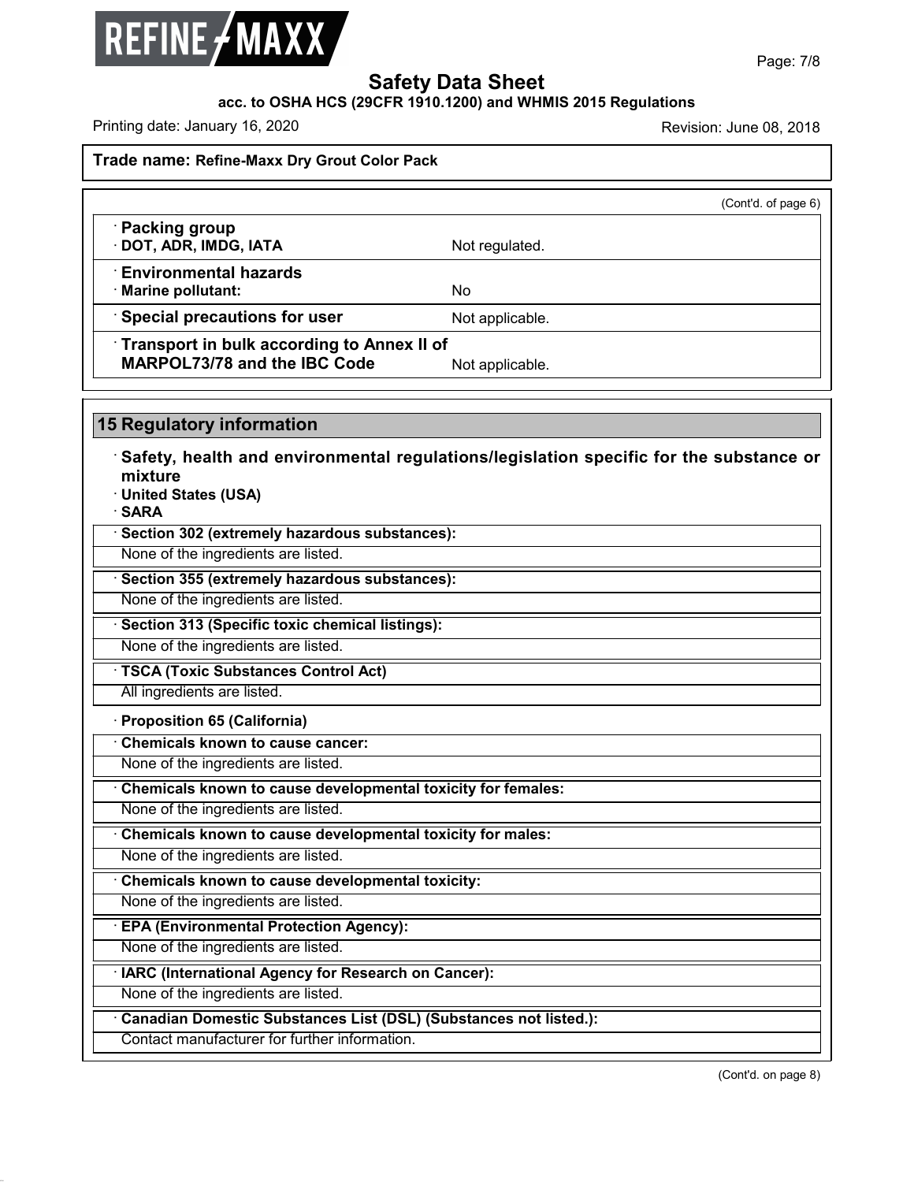**Trade name: Refine-Maxx Dry Grout Color Pack**

(Cont'd. of page 6)

| | |
|---|---|
| · **Packing group** | |
| · **DOT, ADR, IMDG, IATA** | Not regulated. |
| · **Environmental hazards** | |
| · **Marine pollutant:** | No |
| · **Special precautions for user** | Not applicable. |
| · **Transport in bulk according to Annex II of MARPOL73/78 and the IBC Code** | Not applicable. |

## 15 Regulatory information

· **Safety, health and environmental regulations/legislation specific for the substance or mixture**

· **United States (USA)**

· **SARA**

· **Section 302 (extremely hazardous substances):**

None of the ingredients are listed.

· **Section 355 (extremely hazardous substances):**

None of the ingredients are listed.

· **Section 313 (Specific toxic chemical listings):**

None of the ingredients are listed.

· **TSCA (Toxic Substances Control Act)**

All ingredients are listed.

· **Proposition 65 (California)**

· **Chemicals known to cause cancer:**

None of the ingredients are listed.

· **Chemicals known to cause developmental toxicity for females:**

None of the ingredients are listed.

· **Chemicals known to cause developmental toxicity for males:**

None of the ingredients are listed.

· **Chemicals known to cause developmental toxicity:**

None of the ingredients are listed.

· **EPA (Environmental Protection Agency):**

None of the ingredients are listed.

· **IARC (International Agency for Research on Cancer):**

None of the ingredients are listed.

· **Canadian Domestic Substances List (DSL) (Substances not listed.):**

Contact manufacturer for further information.

(Cont'd. on page 8)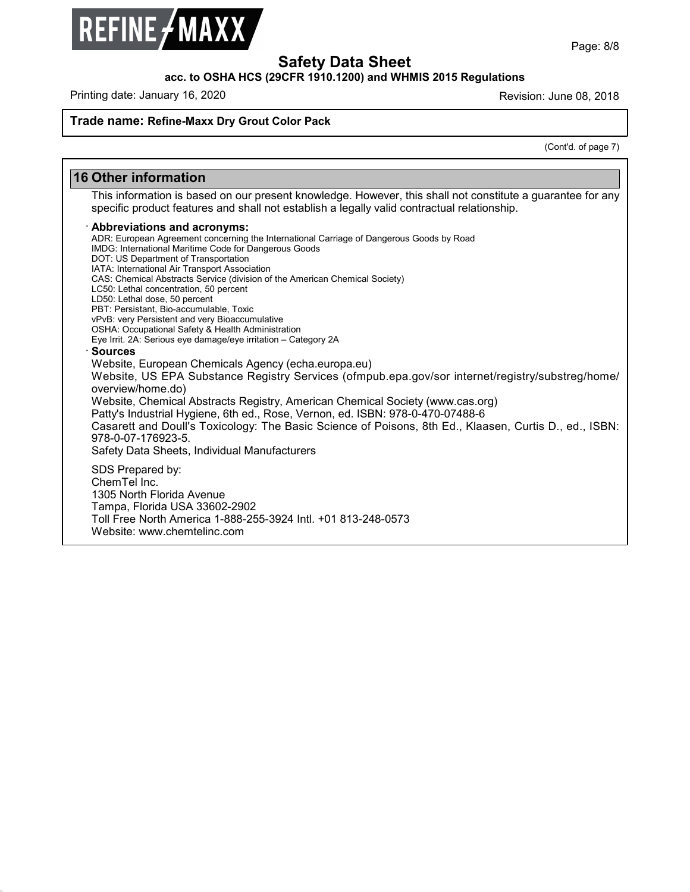# Safety Data Sheet

**acc. to OSHA HCS (29CFR 1910.1200) and WHMIS 2015 Regulations**

Printing date: January 16, 2020

Revision: June 08, 2018

**Trade name: Refine-Maxx Dry Grout Color Pack**

(Cont'd. of page 7)

## 16 Other information

This information is based on our present knowledge. However, this shall not constitute a guarantee for any specific product features and shall not establish a legally valid contractual relationship.

· **Abbreviations and acronyms:**

ADR: European Agreement concerning the International Carriage of Dangerous Goods by Road
IMDG: International Maritime Code for Dangerous Goods
DOT: US Department of Transportation
IATA: International Air Transport Association
CAS: Chemical Abstracts Service (division of the American Chemical Society)
LC50: Lethal concentration, 50 percent
LD50: Lethal dose, 50 percent
PBT: Persistant, Bio-accumulable, Toxic
vPvB: very Persistent and very Bioaccumulative
OSHA: Occupational Safety & Health Administration
Eye Irrit. 2A: Serious eye damage/eye irritation – Category 2A

· **Sources**

Website, European Chemicals Agency (echa.europa.eu)
Website, US EPA Substance Registry Services (ofmpub.epa.gov/sor internet/registry/substreg/home/overview/home.do)
Website, Chemical Abstracts Registry, American Chemical Society (www.cas.org)
Patty's Industrial Hygiene, 6th ed., Rose, Vernon, ed. ISBN: 978-0-470-07488-6
Casarett and Doull's Toxicology: The Basic Science of Poisons, 8th Ed., Klaasen, Curtis D., ed., ISBN: 978-0-07-176923-5.
Safety Data Sheets, Individual Manufacturers

SDS Prepared by:
ChemTel Inc.
1305 North Florida Avenue
Tampa, Florida USA 33602-2902
Toll Free North America 1-888-255-3924 Intl. +01 813-248-0573
Website: www.chemtelinc.com